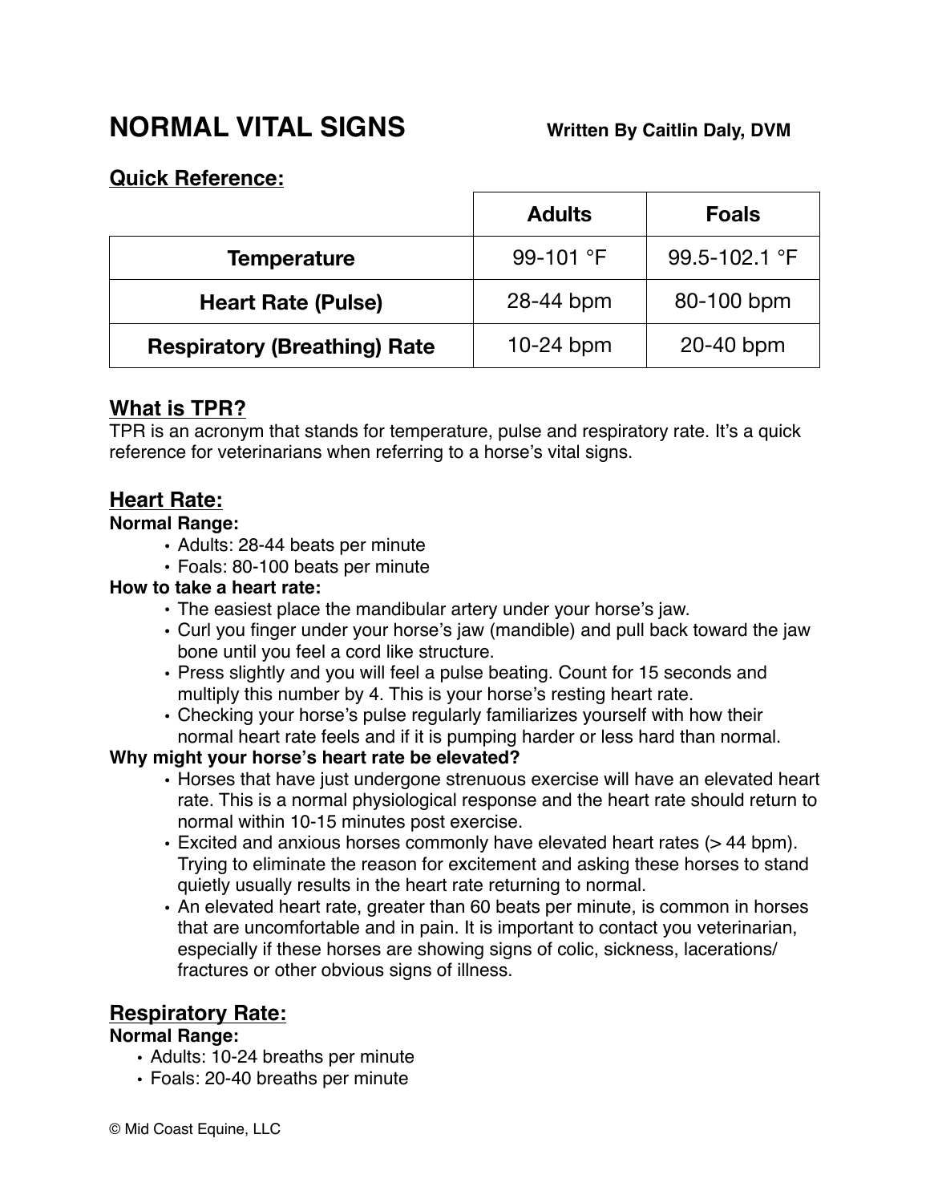# NORMAL VITAL SIGNS

**Written By Caitlin Daly, DVM**

## Quick Reference:

| | Adults | Foals |
|---|---|---|
| **Temperature** | 99-101 °F | 99.5-102.1 °F |
| **Heart Rate (Pulse)** | 28-44 bpm | 80-100 bpm |
| **Respiratory (Breathing) Rate** | 10-24 bpm | 20-40 bpm |

## What is TPR?

TPR is an acronym that stands for temperature, pulse and respiratory rate. It's a quick reference for veterinarians when referring to a horse's vital signs.

## Heart Rate:

**Normal Range:**

- Adults: 28-44 beats per minute
- Foals: 80-100 beats per minute

**How to take a heart rate:**

- The easiest place the mandibular artery under your horse's jaw.
- Curl you finger under your horse's jaw (mandible) and pull back toward the jaw bone until you feel a cord like structure.
- Press slightly and you will feel a pulse beating. Count for 15 seconds and multiply this number by 4. This is your horse's resting heart rate.
- Checking your horse's pulse regularly familiarizes yourself with how their normal heart rate feels and if it is pumping harder or less hard than normal.

**Why might your horse's heart rate be elevated?**

- Horses that have just undergone strenuous exercise will have an elevated heart rate. This is a normal physiological response and the heart rate should return to normal within 10-15 minutes post exercise.
- Excited and anxious horses commonly have elevated heart rates (> 44 bpm). Trying to eliminate the reason for excitement and asking these horses to stand quietly usually results in the heart rate returning to normal.
- An elevated heart rate, greater than 60 beats per minute, is common in horses that are uncomfortable and in pain. It is important to contact you veterinarian, especially if these horses are showing signs of colic, sickness, lacerations/ fractures or other obvious signs of illness.

## Respiratory Rate:

**Normal Range:**

- Adults: 10-24 breaths per minute
- Foals: 20-40 breaths per minute

© Mid Coast Equine, LLC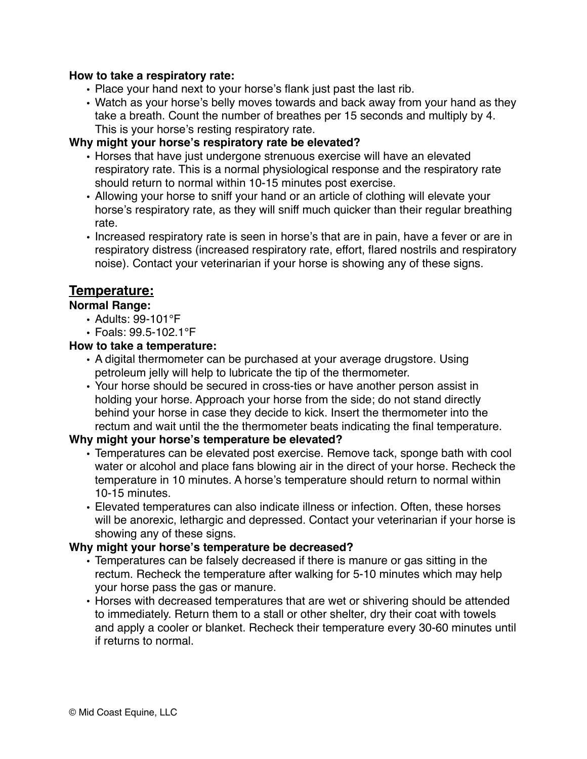**How to take a respiratory rate:**

- Place your hand next to your horse's flank just past the last rib.
- Watch as your horse's belly moves towards and back away from your hand as they take a breath. Count the number of breathes per 15 seconds and multiply by 4. This is your horse's resting respiratory rate.

**Why might your horse's respiratory rate be elevated?**

- Horses that have just undergone strenuous exercise will have an elevated respiratory rate. This is a normal physiological response and the respiratory rate should return to normal within 10-15 minutes post exercise.
- Allowing your horse to sniff your hand or an article of clothing will elevate your horse's respiratory rate, as they will sniff much quicker than their regular breathing rate.
- Increased respiratory rate is seen in horse's that are in pain, have a fever or are in respiratory distress (increased respiratory rate, effort, flared nostrils and respiratory noise). Contact your veterinarian if your horse is showing any of these signs.

## Temperature:

**Normal Range:**

- Adults: 99-101°F
- Foals: 99.5-102.1°F

**How to take a temperature:**

- A digital thermometer can be purchased at your average drugstore. Using petroleum jelly will help to lubricate the tip of the thermometer.
- Your horse should be secured in cross-ties or have another person assist in holding your horse. Approach your horse from the side; do not stand directly behind your horse in case they decide to kick. Insert the thermometer into the rectum and wait until the the thermometer beats indicating the final temperature.

**Why might your horse's temperature be elevated?**

- Temperatures can be elevated post exercise. Remove tack, sponge bath with cool water or alcohol and place fans blowing air in the direct of your horse. Recheck the temperature in 10 minutes. A horse's temperature should return to normal within 10-15 minutes.
- Elevated temperatures can also indicate illness or infection. Often, these horses will be anorexic, lethargic and depressed. Contact your veterinarian if your horse is showing any of these signs.

**Why might your horse's temperature be decreased?**

- Temperatures can be falsely decreased if there is manure or gas sitting in the rectum. Recheck the temperature after walking for 5-10 minutes which may help your horse pass the gas or manure.
- Horses with decreased temperatures that are wet or shivering should be attended to immediately. Return them to a stall or other shelter, dry their coat with towels and apply a cooler or blanket. Recheck their temperature every 30-60 minutes until if returns to normal.

© Mid Coast Equine, LLC